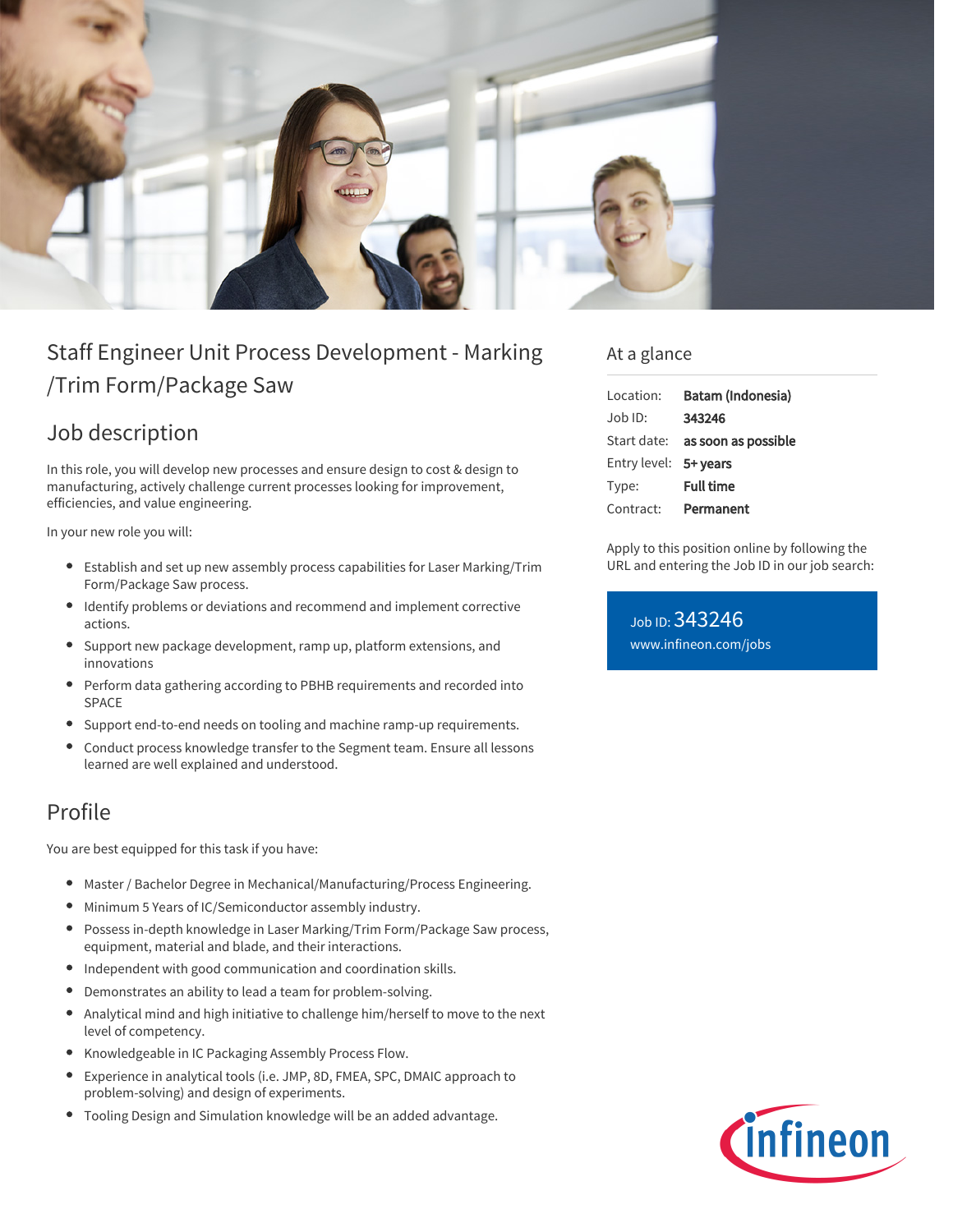# Staff Engineer Unit Process Development - Marking /Trim Form/Package Saw

## Job description

In this role, you will develop new processes and ensure design to cost & design to manufacturing, actively challenge current processes looking for improvement, efficiencies, and value engineering.

In your new role you will:

- Establish and set up new assembly process capabilities for Laser Marking/Trim Form/Package Saw process.
- Identify problems or deviations and recommend and implement corrective actions.
- Support new package development, ramp up, platform extensions, and innovations
- Perform data gathering according to PBHB requirements and recorded into SPACE
- Support end-to-end needs on tooling and machine ramp-up requirements.
- Conduct process knowledge transfer to the Segment team. Ensure all lessons learned are well explained and understood.

## Profile

You are best equipped for this task if you have:

- Master / Bachelor Degree in Mechanical/Manufacturing/Process Engineering.
- Minimum 5 Years of IC/Semiconductor assembly industry.
- Possess in-depth knowledge in Laser Marking/Trim Form/Package Saw process, equipment, material and blade, and their interactions.
- Independent with good communication and coordination skills.
- Demonstrates an ability to lead a team for problem-solving.
- Analytical mind and high initiative to challenge him/herself to move to the next level of competency.
- Knowledgeable in IC Packaging Assembly Process Flow.
- Experience in analytical tools (i.e. JMP, 8D, FMEA, SPC, DMAIC approach to problem-solving) and design of experiments.
- Tooling Design and Simulation knowledge will be an added advantage.

## At a glance

| | |
|---|---|
| Location: | **Batam (Indonesia)** |
| Job ID: | **343246** |
| Start date: | **as soon as possible** |
| Entry level: | **5+ years** |
| Type: | **Full time** |
| Contract: | **Permanent** |

Apply to this position online by following the URL and entering the Job ID in our job search:

Job ID: 343246
www.infineon.com/jobs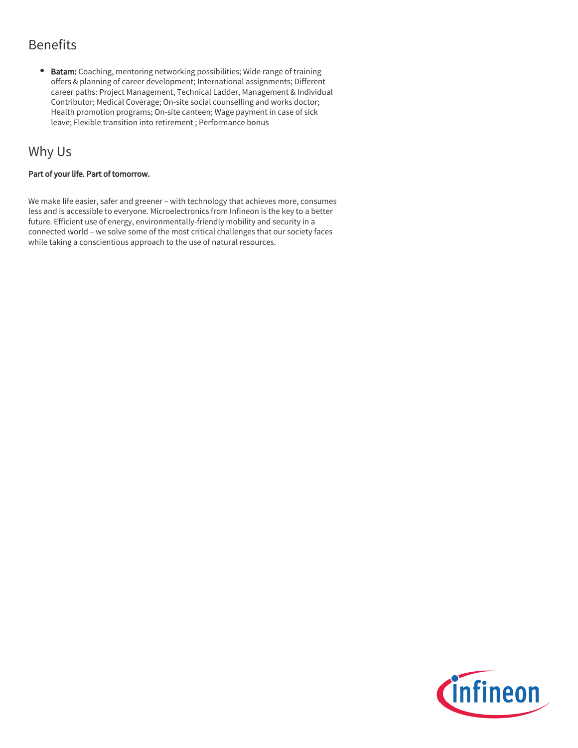## Benefits

- **Batam:** Coaching, mentoring networking possibilities; Wide range of training offers & planning of career development; International assignments; Different career paths: Project Management, Technical Ladder, Management & Individual Contributor; Medical Coverage; On-site social counselling and works doctor; Health promotion programs; On-site canteen; Wage payment in case of sick leave; Flexible transition into retirement ; Performance bonus

## Why Us

**Part of your life. Part of tomorrow.**

We make life easier, safer and greener – with technology that achieves more, consumes less and is accessible to everyone. Microelectronics from Infineon is the key to a better future. Efficient use of energy, environmentally-friendly mobility and security in a connected world – we solve some of the most critical challenges that our society faces while taking a conscientious approach to the use of natural resources.